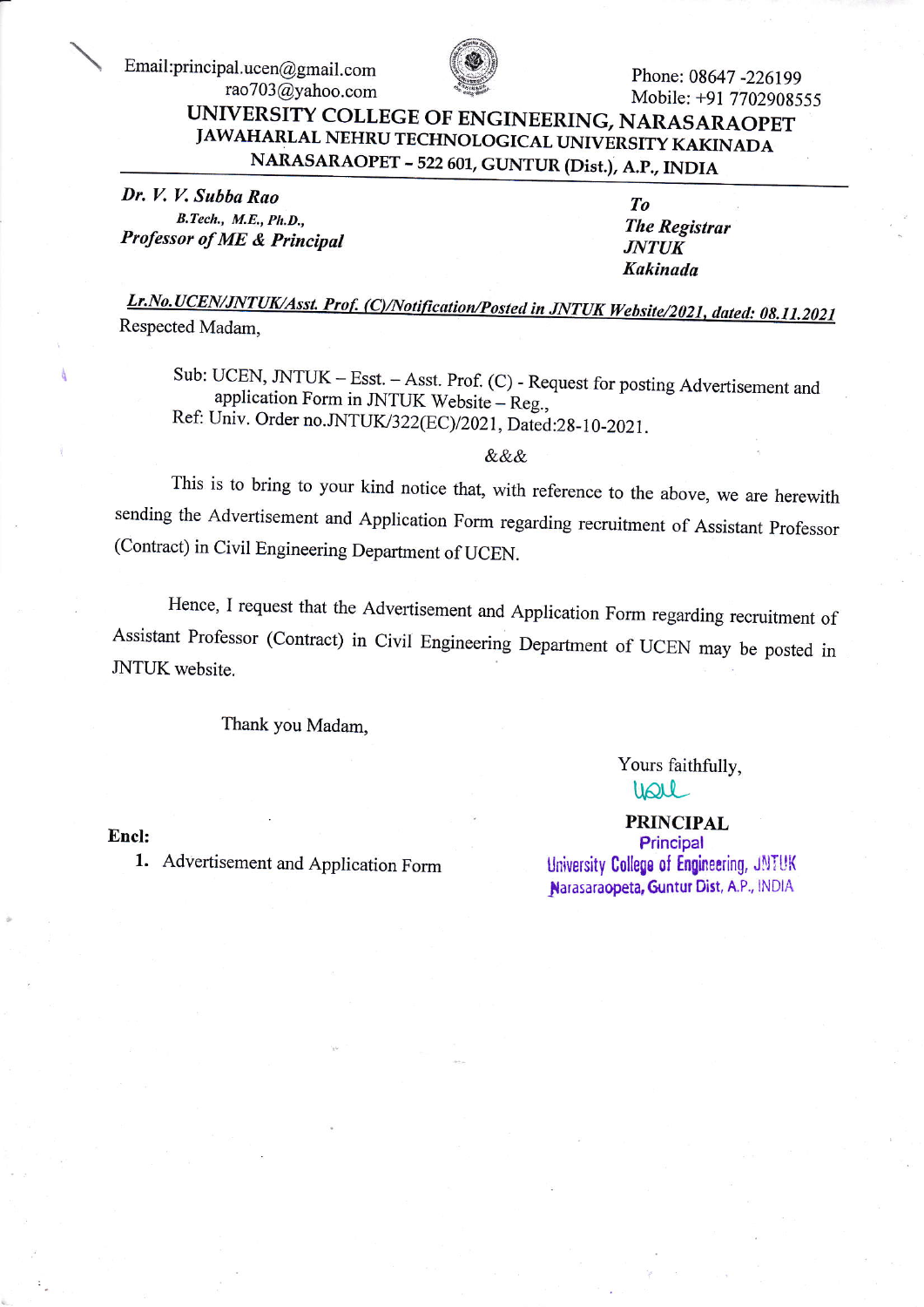Email:principal.ucen@gmail.com
rao703@yahoo.com

Phone: 08647 -226199
Mobile: +91 7702908555

# UNIVERSITY COLLEGE OF ENGINEERING, NARASARAOPET

## JAWAHARLAL NEHRU TECHNOLOGICAL UNIVERSITY KAKINADA

### NARASARAOPET – 522 601, GUNTUR (Dist.), A.P., INDIA

***Dr. V. V. Subba Rao***
***B.Tech., M.E., Ph.D.,***
***Professor of ME & Principal***

***To***
***The Registrar***
***JNTUK***
***Kakinada***

***Lr.No.UCEN/JNTUK/Asst. Prof. (C)/Notification/Posted in JNTUK Website/2021, dated: 08.11.2021***

Respected Madam,

Sub: UCEN, JNTUK – Esst. – Asst. Prof. (C) - Request for posting Advertisement and application Form in JNTUK Website – Reg.,
Ref: Univ. Order no.JNTUK/322(EC)/2021, Dated:28-10-2021.

&&&

This is to bring to your kind notice that, with reference to the above, we are herewith sending the Advertisement and Application Form regarding recruitment of Assistant Professor (Contract) in Civil Engineering Department of UCEN.

Hence, I request that the Advertisement and Application Form regarding recruitment of Assistant Professor (Contract) in Civil Engineering Department of UCEN may be posted in JNTUK website.

Thank you Madam,

Yours faithfully,

**PRINCIPAL**
Principal
University College of Engineering, JNTUK
Narasaraopeta, Guntur Dist, A.P., INDIA

**Encl:**

1. Advertisement and Application Form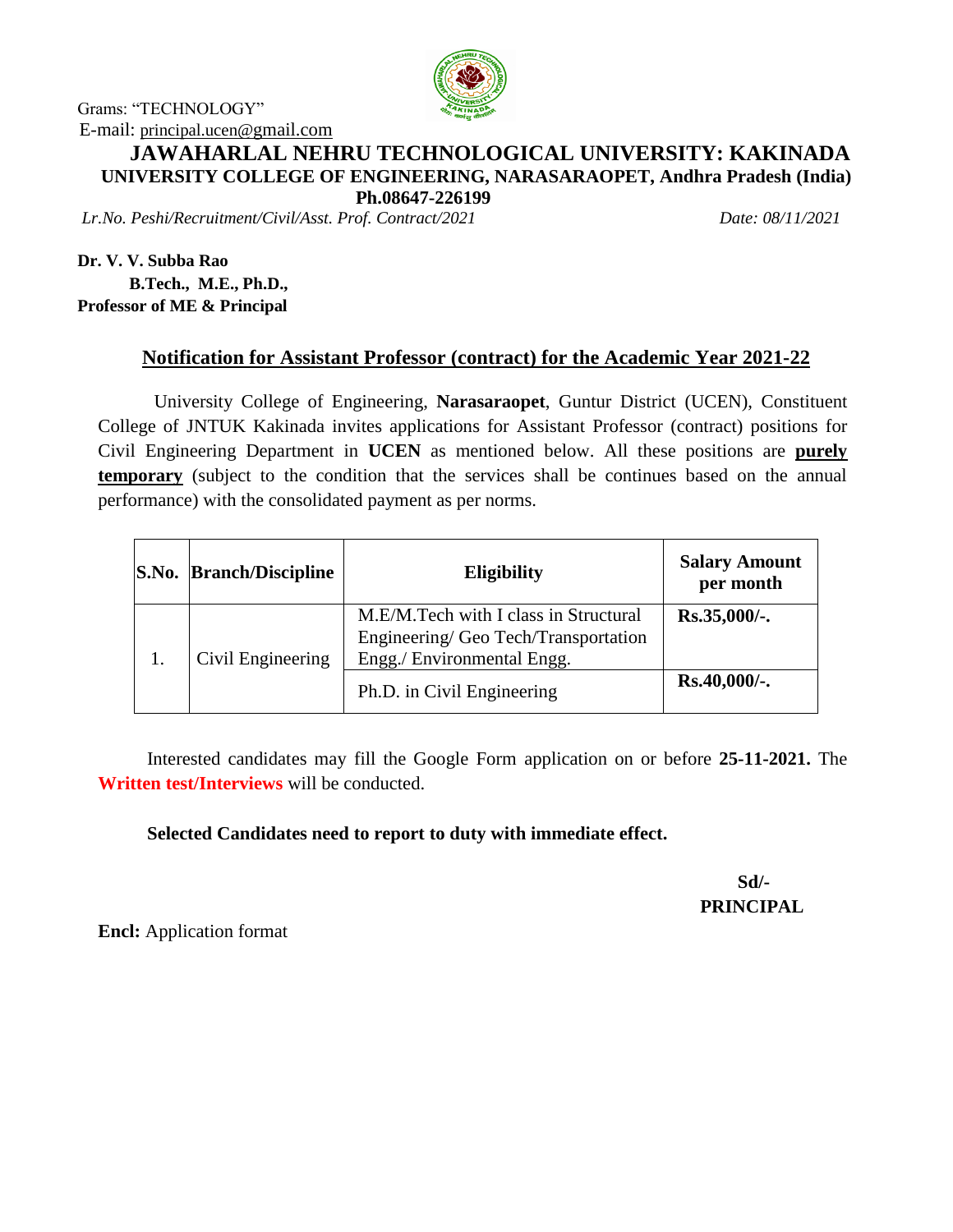Grams: "TECHNOLOGY"
E-mail: principal.ucen@gmail.com

# JAWAHARLAL NEHRU TECHNOLOGICAL UNIVERSITY: KAKINADA

## UNIVERSITY COLLEGE OF ENGINEERING, NARASARAOPET, Andhra Pradesh (India)

**Ph.08647-226199**

*Lr.No. Peshi/Recruitment/Civil/Asst. Prof. Contract/2021* *Date: 08/11/2021*

**Dr. V. V. Subba Rao**
**B.Tech., M.E., Ph.D.,**
**Professor of ME & Principal**

## Notification for Assistant Professor (contract) for the Academic Year 2021-22

University College of Engineering, **Narasaraopet**, Guntur District (UCEN), Constituent College of JNTUK Kakinada invites applications for Assistant Professor (contract) positions for Civil Engineering Department in **UCEN** as mentioned below. All these positions are **purely temporary** (subject to the condition that the services shall be continues based on the annual performance) with the consolidated payment as per norms.

| S.No. | Branch/Discipline | Eligibility | Salary Amount per month |
|---|---|---|---|
| 1. | Civil Engineering | M.E/M.Tech with I class in Structural Engineering/ Geo Tech/Transportation Engg./ Environmental Engg. | **Rs.35,000/-.** |
| | | Ph.D. in Civil Engineering | **Rs.40,000/-.** |

Interested candidates may fill the Google Form application on or before **25-11-2021.** The **Written test/Interviews** will be conducted.

**Selected Candidates need to report to duty with immediate effect.**

**Sd/-**
**PRINCIPAL**

**Encl:** Application format